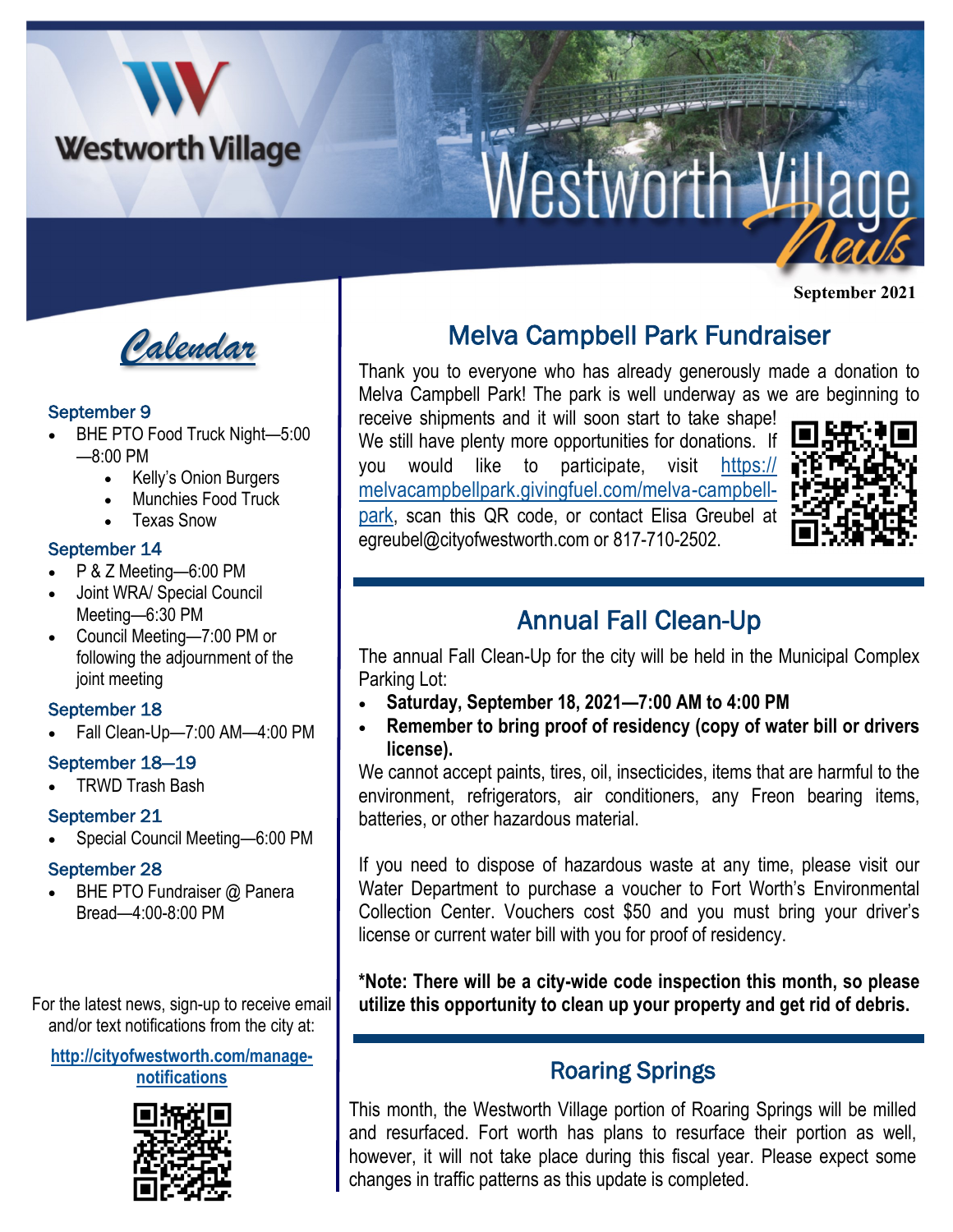# Westworth Village News

September 2021

## Calendar

**September 9**

- BHE PTO Food Truck Night—5:00—8:00 PM
    - Kelly's Onion Burgers
    - Munchies Food Truck
    - Texas Snow

**September 14**

- P & Z Meeting—6:00 PM
- Joint WRA/ Special Council Meeting—6:30 PM
- Council Meeting—7:00 PM or following the adjournment of the joint meeting

**September 18**

- Fall Clean-Up—7:00 AM—4:00 PM

**September 18—19**

- TRWD Trash Bash

**September 21**

- Special Council Meeting—6:00 PM

**September 28**

- BHE PTO Fundraiser @ Panera Bread—4:00-8:00 PM

For the latest news, sign-up to receive email and/or text notifications from the city at:

http://cityofwestworth.com/manage-notifications

## Melva Campbell Park Fundraiser

Thank you to everyone who has already generously made a donation to Melva Campbell Park! The park is well underway as we are beginning to receive shipments and it will soon start to take shape! We still have plenty more opportunities for donations. If you would like to participate, visit https://melvacampbellpark.givingfuel.com/melva-campbell-park, scan this QR code, or contact Elisa Greubel at egreubel@cityofwestworth.com or 817-710-2502.

## Annual Fall Clean-Up

The annual Fall Clean-Up for the city will be held in the Municipal Complex Parking Lot:

- **Saturday, September 18, 2021—7:00 AM to 4:00 PM**
- **Remember to bring proof of residency (copy of water bill or drivers license).**

We cannot accept paints, tires, oil, insecticides, items that are harmful to the environment, refrigerators, air conditioners, any Freon bearing items, batteries, or other hazardous material.

If you need to dispose of hazardous waste at any time, please visit our Water Department to purchase a voucher to Fort Worth's Environmental Collection Center. Vouchers cost $50 and you must bring your driver's license or current water bill with you for proof of residency.

**\*Note: There will be a city-wide code inspection this month, so please utilize this opportunity to clean up your property and get rid of debris.**

## Roaring Springs

This month, the Westworth Village portion of Roaring Springs will be milled and resurfaced. Fort worth has plans to resurface their portion as well, however, it will not take place during this fiscal year. Please expect some changes in traffic patterns as this update is completed.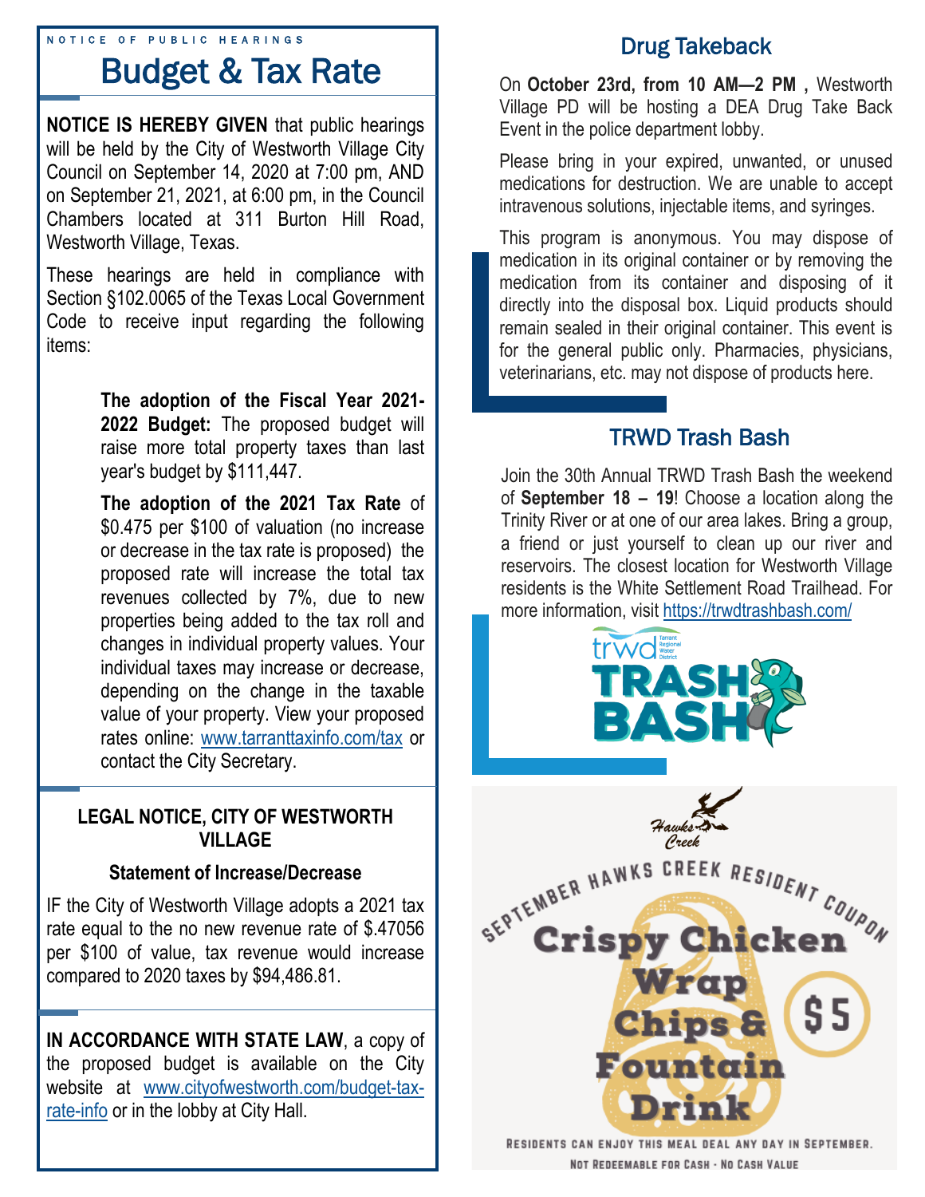NOTICE OF PUBLIC HEARINGS

# Budget & Tax Rate

**NOTICE IS HEREBY GIVEN** that public hearings will be held by the City of Westworth Village City Council on September 14, 2020 at 7:00 pm, AND on September 21, 2021, at 6:00 pm, in the Council Chambers located at 311 Burton Hill Road, Westworth Village, Texas.

These hearings are held in compliance with Section §102.0065 of the Texas Local Government Code to receive input regarding the following items:

**The adoption of the Fiscal Year 2021-2022 Budget:** The proposed budget will raise more total property taxes than last year's budget by $111,447.

**The adoption of the 2021 Tax Rate** of $0.475 per $100 of valuation (no increase or decrease in the tax rate is proposed) the proposed rate will increase the total tax revenues collected by 7%, due to new properties being added to the tax roll and changes in individual property values. Your individual taxes may increase or decrease, depending on the change in the taxable value of your property. View your proposed rates online: www.tarranttaxinfo.com/tax or contact the City Secretary.

### LEGAL NOTICE, CITY OF WESTWORTH VILLAGE

**Statement of Increase/Decrease**

IF the City of Westworth Village adopts a 2021 tax rate equal to the no new revenue rate of $.47056 per $100 of value, tax revenue would increase compared to 2020 taxes by $94,486.81.

**IN ACCORDANCE WITH STATE LAW**, a copy of the proposed budget is available on the City website at www.cityofwestworth.com/budget-tax-rate-info or in the lobby at City Hall.

## Drug Takeback

On **October 23rd, from 10 AM—2 PM ,** Westworth Village PD will be hosting a DEA Drug Take Back Event in the police department lobby.

Please bring in your expired, unwanted, or unused medications for destruction. We are unable to accept intravenous solutions, injectable items, and syringes.

This program is anonymous. You may dispose of medication in its original container or by removing the medication from its container and disposing of it directly into the disposal box. Liquid products should remain sealed in their original container. This event is for the general public only. Pharmacies, physicians, veterinarians, etc. may not dispose of products here.

## TRWD Trash Bash

Join the 30th Annual TRWD Trash Bash the weekend of **September 18 – 19**! Choose a location along the Trinity River or at one of our area lakes. Bring a group, a friend or just yourself to clean up our river and reservoirs. The closest location for Westworth Village residents is the White Settlement Road Trailhead. For more information, visit https://trwdtrashbash.com/

trwd Tarrant Regional Water District
TRASH BASH

Hawks Creek

SEPTEMBER HAWKS CREEK RESIDENT COUPON

Crispy Chicken Wrap Chips & Fountain Drink

$5

RESIDENTS CAN ENJOY THIS MEAL DEAL ANY DAY IN SEPTEMBER.

NOT REDEEMABLE FOR CASH - NO CASH VALUE